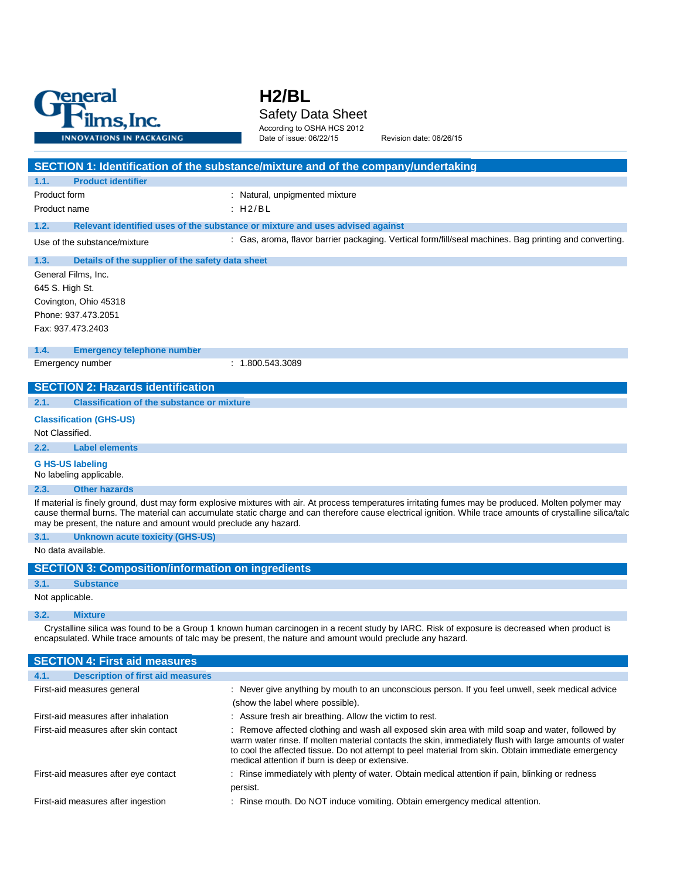General Films, Inc.
INNOVATIONS IN PACKAGING

# H2/BL

Safety Data Sheet

According to OSHA HCS 2012

Date of issue: 06/22/15 Revision date: 06/26/15

## SECTION 1: Identification of the substance/mixture and of the company/undertaking

### 1.1. Product identifier

Product form : Natural, unpigmented mixture

Product name : H2/BL

### 1.2. Relevant identified uses of the substance or mixture and uses advised against

Use of the substance/mixture : Gas, aroma, flavor barrier packaging. Vertical form/fill/seal machines. Bag printing and converting.

### 1.3. Details of the supplier of the safety data sheet

General Films, Inc.
645 S. High St.
Covington, Ohio 45318
Phone: 937.473.2051
Fax: 937.473.2403

### 1.4. Emergency telephone number

Emergency number : 1.800.543.3089

## SECTION 2: Hazards identification

### 2.1. Classification of the substance or mixture

**Classification (GHS-US)**

Not Classified.

### 2.2. Label elements

**G HS-US labeling**

No labeling applicable.

### 2.3. Other hazards

If material is finely ground, dust may form explosive mixtures with air. At process temperatures irritating fumes may be produced. Molten polymer may cause thermal burns. The material can accumulate static charge and can therefore cause electrical ignition. While trace amounts of crystalline silica/talc may be present, the nature and amount would preclude any hazard.

### 3.1. Unknown acute toxicity (GHS-US)

No data available.

## SECTION 3: Composition/information on ingredients

### 3.1. Substance

Not applicable.

### 3.2. Mixture

Crystalline silica was found to be a Group 1 known human carcinogen in a recent study by IARC. Risk of exposure is decreased when product is encapsulated. While trace amounts of talc may be present, the nature and amount would preclude any hazard.

## SECTION 4: First aid measures

### 4.1. Description of first aid measures

First-aid measures general : Never give anything by mouth to an unconscious person. If you feel unwell, seek medical advice (show the label where possible).

First-aid measures after inhalation : Assure fresh air breathing. Allow the victim to rest.

First-aid measures after skin contact : Remove affected clothing and wash all exposed skin area with mild soap and water, followed by warm water rinse. If molten material contacts the skin, immediately flush with large amounts of water to cool the affected tissue. Do not attempt to peel material from skin. Obtain immediate emergency medical attention if burn is deep or extensive.

First-aid measures after eye contact : Rinse immediately with plenty of water. Obtain medical attention if pain, blinking or redness persist.

First-aid measures after ingestion : Rinse mouth. Do NOT induce vomiting. Obtain emergency medical attention.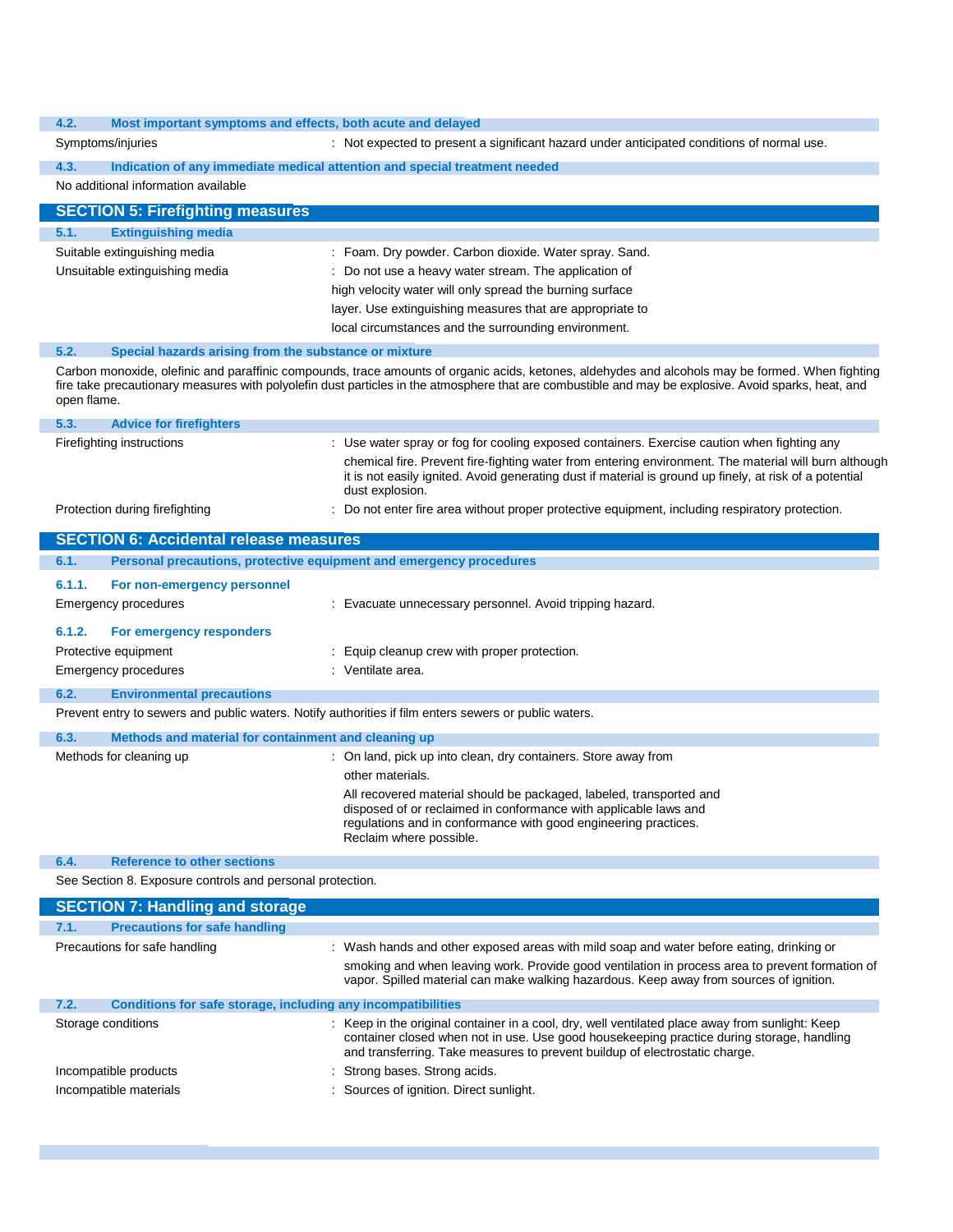### 4.2. Most important symptoms and effects, both acute and delayed

| | |
|---|---|
| Symptoms/injuries | : Not expected to present a significant hazard under anticipated conditions of normal use. |

### 4.3. Indication of any immediate medical attention and special treatment needed

No additional information available

## SECTION 5: Firefighting measures

### 5.1. Extinguishing media

| | |
|---|---|
| Suitable extinguishing media | : Foam. Dry powder. Carbon dioxide. Water spray. Sand. |
| Unsuitable extinguishing media | : Do not use a heavy water stream. The application of high velocity water will only spread the burning surface layer. Use extinguishing measures that are appropriate to local circumstances and the surrounding environment. |

### 5.2. Special hazards arising from the substance or mixture

Carbon monoxide, olefinic and paraffinic compounds, trace amounts of organic acids, ketones, aldehydes and alcohols may be formed. When fighting fire take precautionary measures with polyolefin dust particles in the atmosphere that are combustible and may be explosive. Avoid sparks, heat, and open flame.

### 5.3. Advice for firefighters

| | |
|---|---|
| Firefighting instructions | : Use water spray or fog for cooling exposed containers. Exercise caution when fighting any chemical fire. Prevent fire-fighting water from entering environment. The material will burn although it is not easily ignited. Avoid generating dust if material is ground up finely, at risk of a potential dust explosion. |
| Protection during firefighting | : Do not enter fire area without proper protective equipment, including respiratory protection. |

## SECTION 6: Accidental release measures

### 6.1. Personal precautions, protective equipment and emergency procedures

#### 6.1.1. For non-emergency personnel

| | |
|---|---|
| Emergency procedures | : Evacuate unnecessary personnel. Avoid tripping hazard. |

#### 6.1.2. For emergency responders

| | |
|---|---|
| Protective equipment | : Equip cleanup crew with proper protection. |
| Emergency procedures | : Ventilate area. |

### 6.2. Environmental precautions

Prevent entry to sewers and public waters. Notify authorities if film enters sewers or public waters.

### 6.3. Methods and material for containment and cleaning up

| | |
|---|---|
| Methods for cleaning up | : On land, pick up into clean, dry containers. Store away from other materials. All recovered material should be packaged, labeled, transported and disposed of or reclaimed in conformance with applicable laws and regulations and in conformance with good engineering practices. Reclaim where possible. |

### 6.4. Reference to other sections

See Section 8. Exposure controls and personal protection.

## SECTION 7: Handling and storage

### 7.1. Precautions for safe handling

| | |
|---|---|
| Precautions for safe handling | : Wash hands and other exposed areas with mild soap and water before eating, drinking or smoking and when leaving work. Provide good ventilation in process area to prevent formation of vapor. Spilled material can make walking hazardous. Keep away from sources of ignition. |

### 7.2. Conditions for safe storage, including any incompatibilities

| | |
|---|---|
| Storage conditions | : Keep in the original container in a cool, dry, well ventilated place away from sunlight: Keep container closed when not in use. Use good housekeeping practice during storage, handling and transferring. Take measures to prevent buildup of electrostatic charge. |
| Incompatible products | : Strong bases. Strong acids. |
| Incompatible materials | : Sources of ignition. Direct sunlight. |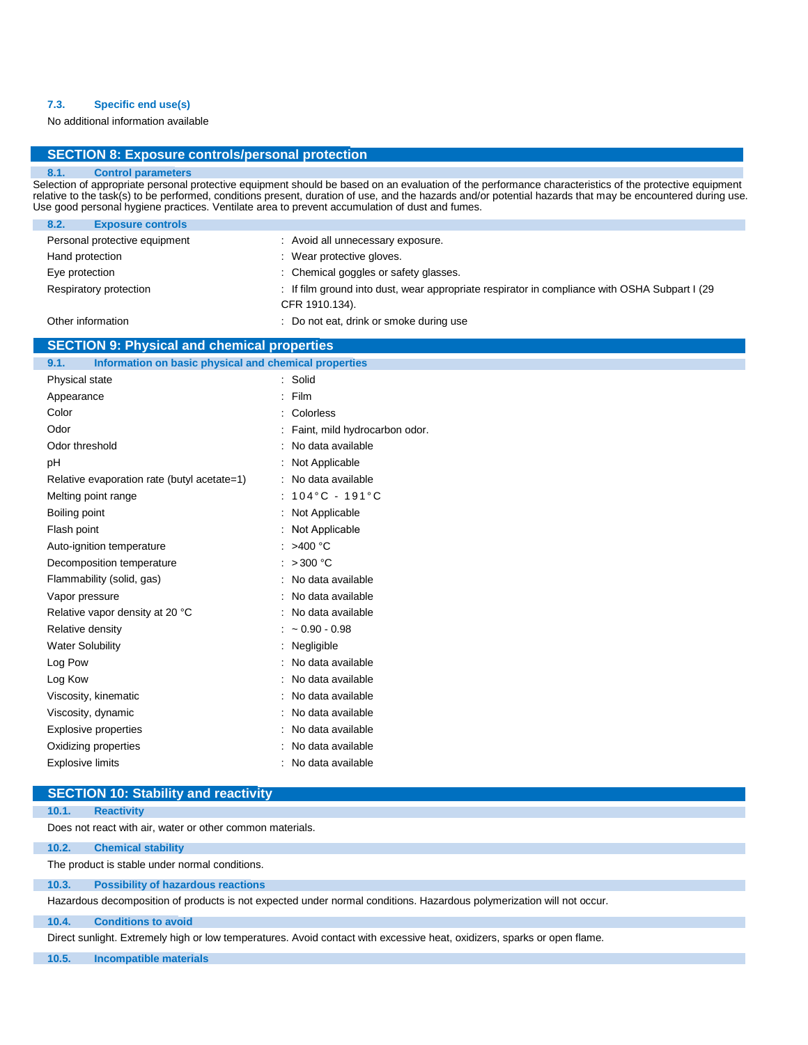### 7.3. Specific end use(s)

No additional information available

## SECTION 8: Exposure controls/personal protection

### 8.1. Control parameters

Selection of appropriate personal protective equipment should be based on an evaluation of the performance characteristics of the protective equipment relative to the task(s) to be performed, conditions present, duration of use, and the hazards and/or potential hazards that may be encountered during use. Use good personal hygiene practices. Ventilate area to prevent accumulation of dust and fumes.

### 8.2. Exposure controls

| | |
|---|---|
| Personal protective equipment | : Avoid all unnecessary exposure. |
| Hand protection | : Wear protective gloves. |
| Eye protection | : Chemical goggles or safety glasses. |
| Respiratory protection | : If film ground into dust, wear appropriate respirator in compliance with OSHA Subpart I (29 CFR 1910.134). |
| Other information | : Do not eat, drink or smoke during use |

## SECTION 9: Physical and chemical properties

### 9.1. Information on basic physical and chemical properties

| | |
|---|---|
| Physical state | : Solid |
| Appearance | : Film |
| Color | : Colorless |
| Odor | : Faint, mild hydrocarbon odor. |
| Odor threshold | : No data available |
| pH | : Not Applicable |
| Relative evaporation rate (butyl acetate=1) | : No data available |
| Melting point range | : 104°C - 191°C |
| Boiling point | : Not Applicable |
| Flash point | : Not Applicable |
| Auto-ignition temperature | : >400 °C |
| Decomposition temperature | : > 300 °C |
| Flammability (solid, gas) | : No data available |
| Vapor pressure | : No data available |
| Relative vapor density at 20 °C | : No data available |
| Relative density | : ~ 0.90 - 0.98 |
| Water Solubility | : Negligible |
| Log Pow | : No data available |
| Log Kow | : No data available |
| Viscosity, kinematic | : No data available |
| Viscosity, dynamic | : No data available |
| Explosive properties | : No data available |
| Oxidizing properties | : No data available |
| Explosive limits | : No data available |

## SECTION 10: Stability and reactivity

### 10.1. Reactivity

Does not react with air, water or other common materials.

### 10.2. Chemical stability

The product is stable under normal conditions.

### 10.3. Possibility of hazardous reactions

Hazardous decomposition of products is not expected under normal conditions. Hazardous polymerization will not occur.

### 10.4. Conditions to avoid

Direct sunlight. Extremely high or low temperatures. Avoid contact with excessive heat, oxidizers, sparks or open flame.

### 10.5. Incompatible materials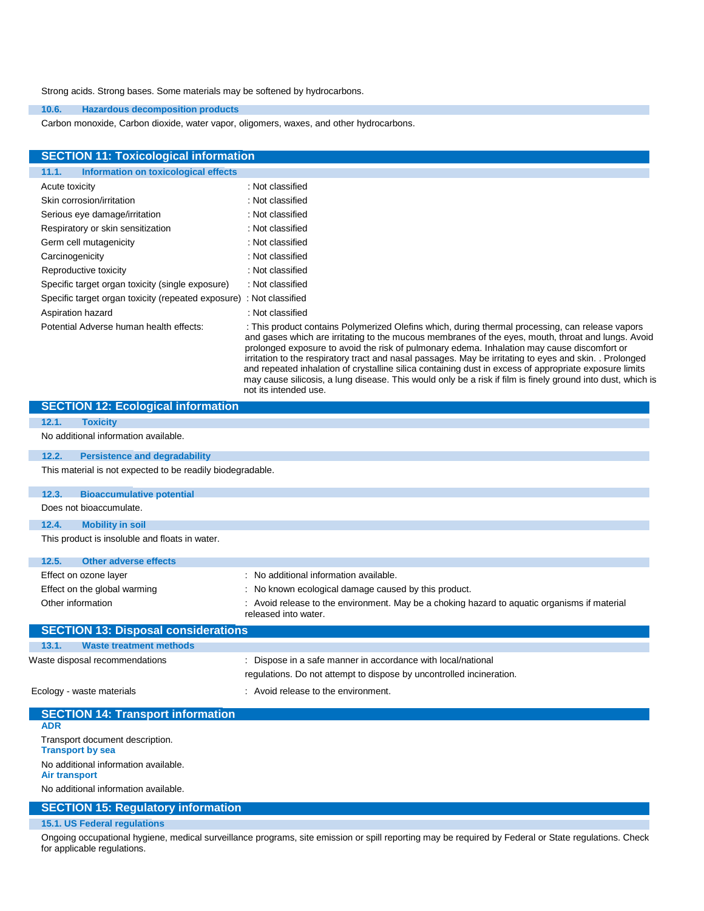Strong acids. Strong bases. Some materials may be softened by hydrocarbons.

### 10.6. Hazardous decomposition products

Carbon monoxide, Carbon dioxide, water vapor, oligomers, waxes, and other hydrocarbons.

## SECTION 11: Toxicological information

### 11.1. Information on toxicological effects

| | |
|---|---|
| Acute toxicity | : Not classified |
| Skin corrosion/irritation | : Not classified |
| Serious eye damage/irritation | : Not classified |
| Respiratory or skin sensitization | : Not classified |
| Germ cell mutagenicity | : Not classified |
| Carcinogenicity | : Not classified |
| Reproductive toxicity | : Not classified |
| Specific target organ toxicity (single exposure) | : Not classified |
| Specific target organ toxicity (repeated exposure) | : Not classified |
| Aspiration hazard | : Not classified |
| Potential Adverse human health effects: | : This product contains Polymerized Olefins which, during thermal processing, can release vapors and gases which are irritating to the mucous membranes of the eyes, mouth, throat and lungs. Avoid prolonged exposure to avoid the risk of pulmonary edema. Inhalation may cause discomfort or irritation to the respiratory tract and nasal passages. May be irritating to eyes and skin. . Prolonged and repeated inhalation of crystalline silica containing dust in excess of appropriate exposure limits may cause silicosis, a lung disease. This would only be a risk if film is finely ground into dust, which is not its intended use. |

## SECTION 12: Ecological information

### 12.1. Toxicity

No additional information available.

### 12.2. Persistence and degradability

This material is not expected to be readily biodegradable.

### 12.3. Bioaccumulative potential

Does not bioaccumulate.

### 12.4. Mobility in soil

This product is insoluble and floats in water.

### 12.5. Other adverse effects

| | |
|---|---|
| Effect on ozone layer | : No additional information available. |
| Effect on the global warming | : No known ecological damage caused by this product. |
| Other information | : Avoid release to the environment. May be a choking hazard to aquatic organisms if material released into water. |

## SECTION 13: Disposal considerations

### 13.1. Waste treatment methods

| | |
|---|---|
| Waste disposal recommendations | : Dispose in a safe manner in accordance with local/national regulations. Do not attempt to dispose by uncontrolled incineration. |
| Ecology - waste materials | : Avoid release to the environment. |

## SECTION 14: Transport information

**ADR**

Transport document description.

**Transport by sea**

No additional information available.

**Air transport**

No additional information available.

## SECTION 15: Regulatory information

### 15.1. US Federal regulations

Ongoing occupational hygiene, medical surveillance programs, site emission or spill reporting may be required by Federal or State regulations. Check for applicable regulations.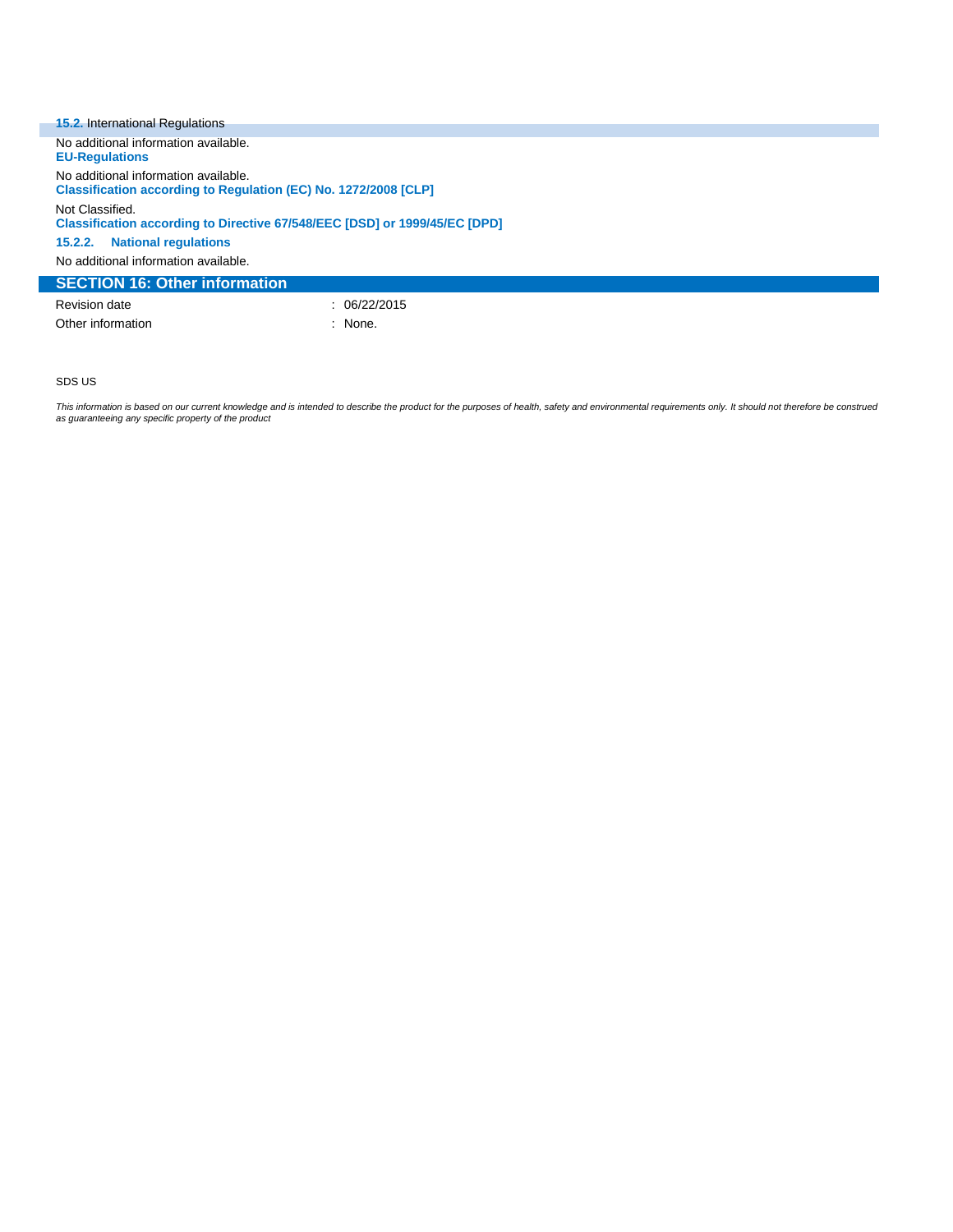### 15.2. International Regulations

No additional information available.

**EU-Regulations**

No additional information available.

**Classification according to Regulation (EC) No. 1272/2008 [CLP]**

Not Classified.

**Classification according to Directive 67/548/EEC [DSD] or 1999/45/EC [DPD]**

### 15.2.2. National regulations

No additional information available.

## SECTION 16: Other information

| | | |
|---|---|---|
| Revision date | : | 06/22/2015 |
| Other information | : | None. |

SDS US

*This information is based on our current knowledge and is intended to describe the product for the purposes of health, safety and environmental requirements only. It should not therefore be construed as guaranteeing any specific property of the product*